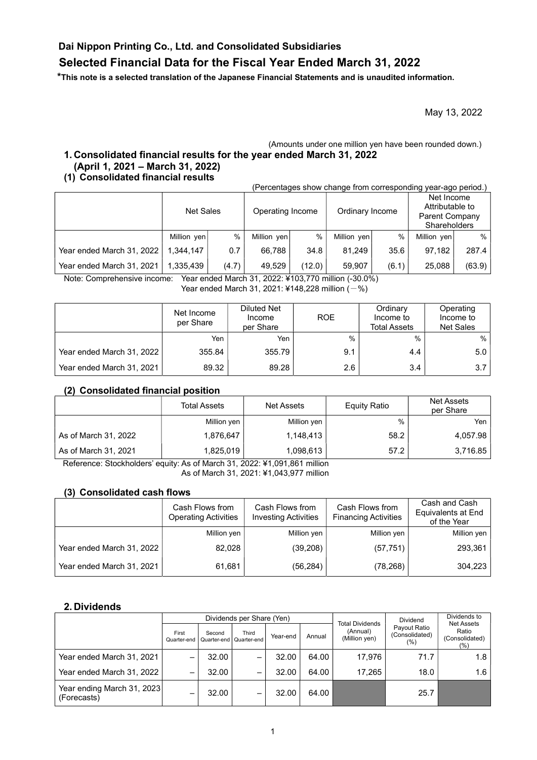# Dai Nippon Printing Co., Ltd. and Consolidated Subsidiaries

# Selected Financial Data for the Fiscal Year Ended March 31, 2022

**\*This note is a selected translation of the Japanese Financial Statements and is unaudited information.**

May 13, 2022

(Amounts under one million yen have been rounded down.)

## 1. Consolidated financial results for the year ended March 31, 2022 (April 1, 2021 – March 31, 2022)

### (1) Consolidated financial results

(Percentages show change from corresponding year-ago period.)

| | Net Sales | | Operating Income | | Ordinary Income | | Net Income Attributable to Parent Company Shareholders | |
|---|---|---|---|---|---|---|---|---|
| | Million yen | % | Million yen | % | Million yen | % | Million yen | % |
| Year ended March 31, 2022 | 1,344,147 | 0.7 | 66,788 | 34.8 | 81,249 | 35.6 | 97,182 | 287.4 |
| Year ended March 31, 2021 | 1,335,439 | (4.7) | 49,529 | (12.0) | 59,907 | (6.1) | 25,088 | (63.9) |

Note: Comprehensive income: Year ended March 31, 2022: ¥103,770 million (-30.0%)
Year ended March 31, 2021: ¥148,228 million (－%)

| | Net Income per Share | Diluted Net Income per Share | ROE | Ordinary Income to Total Assets | Operating Income to Net Sales |
|---|---|---|---|---|---|
| | Yen | Yen | % | % | % |
| Year ended March 31, 2022 | 355.84 | 355.79 | 9.1 | 4.4 | 5.0 |
| Year ended March 31, 2021 | 89.32 | 89.28 | 2.6 | 3.4 | 3.7 |

### (2) Consolidated financial position

| | Total Assets | Net Assets | Equity Ratio | Net Assets per Share |
|---|---|---|---|---|
| | Million yen | Million yen | % | Yen |
| As of March 31, 2022 | 1,876,647 | 1,148,413 | 58.2 | 4,057.98 |
| As of March 31, 2021 | 1,825,019 | 1,098,613 | 57.2 | 3,716.85 |

Reference: Stockholders' equity: As of March 31, 2022: ¥1,091,861 million
As of March 31, 2021: ¥1,043,977 million

### (3) Consolidated cash flows

| | Cash Flows from Operating Activities | Cash Flows from Investing Activities | Cash Flows from Financing Activities | Cash and Cash Equivalents at End of the Year |
|---|---|---|---|---|
| | Million yen | Million yen | Million yen | Million yen |
| Year ended March 31, 2022 | 82,028 | (39,208) | (57,751) | 293,361 |
| Year ended March 31, 2021 | 61,681 | (56,284) | (78,268) | 304,223 |

## 2. Dividends

| | Dividends per Share (Yen) | | | | | Total Dividends (Annual) (Million yen) | Dividend Payout Ratio (Consolidated) (%) | Dividends to Net Assets Ratio (Consolidated) (%) |
|---|---|---|---|---|---|---|---|---|
| | First Quarter-end | Second Quarter-end | Third Quarter-end | Year-end | Annual | | | |
| Year ended March 31, 2021 | – | 32.00 | – | 32.00 | 64.00 | 17,976 | 71.7 | 1.8 |
| Year ended March 31, 2022 | – | 32.00 | – | 32.00 | 64.00 | 17,265 | 18.0 | 1.6 |
| Year ending March 31, 2023 (Forecasts) | – | 32.00 | – | 32.00 | 64.00 | | 25.7 | |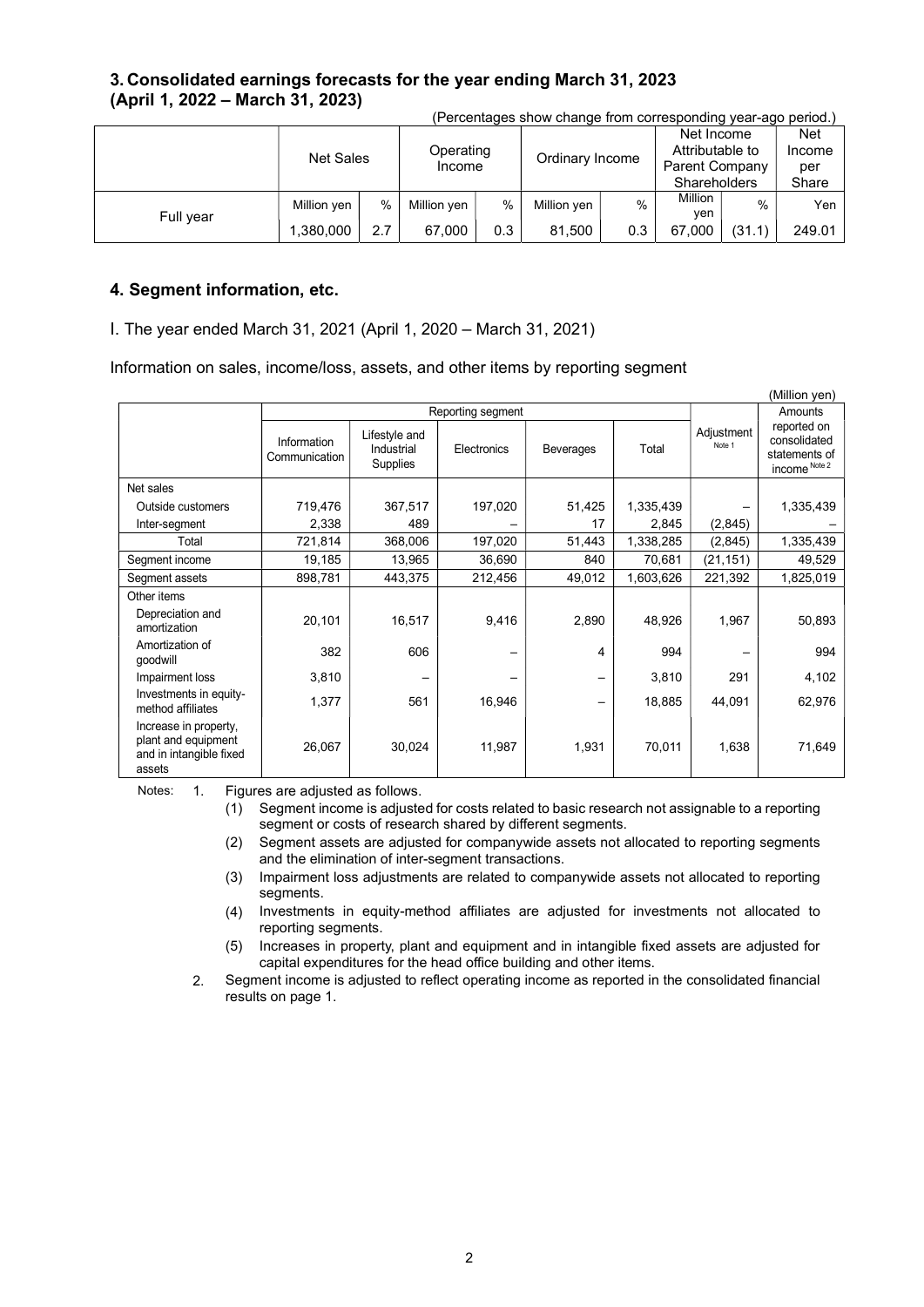## 3. Consolidated earnings forecasts for the year ending March 31, 2023 (April 1, 2022 – March 31, 2023)

(Percentages show change from corresponding year-ago period.)

| | Net Sales | | Operating Income | | Ordinary Income | | Net Income Attributable to Parent Company Shareholders | | Net Income per Share |
|---|---|---|---|---|---|---|---|---|---|
| | Million yen | % | Million yen | % | Million yen | % | Million yen | % | Yen |
| Full year | 1,380,000 | 2.7 | 67,000 | 0.3 | 81,500 | 0.3 | 67,000 | (31.1) | 249.01 |

## 4. Segment information, etc.

I. The year ended March 31, 2021 (April 1, 2020 – March 31, 2021)

Information on sales, income/loss, assets, and other items by reporting segment

(Million yen)

| | Reporting segment | | | | | Adjustment Note 1 | Amounts reported on consolidated statements of income Note 2 |
|---|---|---|---|---|---|---|---|
| | Information Communication | Lifestyle and Industrial Supplies | Electronics | Beverages | Total | | |
| Net sales | | | | | | | |
| Outside customers | 719,476 | 367,517 | 197,020 | 51,425 | 1,335,439 | – | 1,335,439 |
| Inter-segment | 2,338 | 489 | – | 17 | 2,845 | (2,845) | – |
| Total | 721,814 | 368,006 | 197,020 | 51,443 | 1,338,285 | (2,845) | 1,335,439 |
| Segment income | 19,185 | 13,965 | 36,690 | 840 | 70,681 | (21,151) | 49,529 |
| Segment assets | 898,781 | 443,375 | 212,456 | 49,012 | 1,603,626 | 221,392 | 1,825,019 |
| Other items | | | | | | | |
| Depreciation and amortization | 20,101 | 16,517 | 9,416 | 2,890 | 48,926 | 1,967 | 50,893 |
| Amortization of goodwill | 382 | 606 | – | 4 | 994 | – | 994 |
| Impairment loss | 3,810 | – | – | – | 3,810 | 291 | 4,102 |
| Investments in equity-method affiliates | 1,377 | 561 | 16,946 | – | 18,885 | 44,091 | 62,976 |
| Increase in property, plant and equipment and in intangible fixed assets | 26,067 | 30,024 | 11,987 | 1,931 | 70,011 | 1,638 | 71,649 |

Notes:

1. Figures are adjusted as follows.
   (1) Segment income is adjusted for costs related to basic research not assignable to a reporting segment or costs of research shared by different segments.
   (2) Segment assets are adjusted for companywide assets not allocated to reporting segments and the elimination of inter-segment transactions.
   (3) Impairment loss adjustments are related to companywide assets not allocated to reporting segments.
   (4) Investments in equity-method affiliates are adjusted for investments not allocated to reporting segments.
   (5) Increases in property, plant and equipment and in intangible fixed assets are adjusted for capital expenditures for the head office building and other items.
2. Segment income is adjusted to reflect operating income as reported in the consolidated financial results on page 1.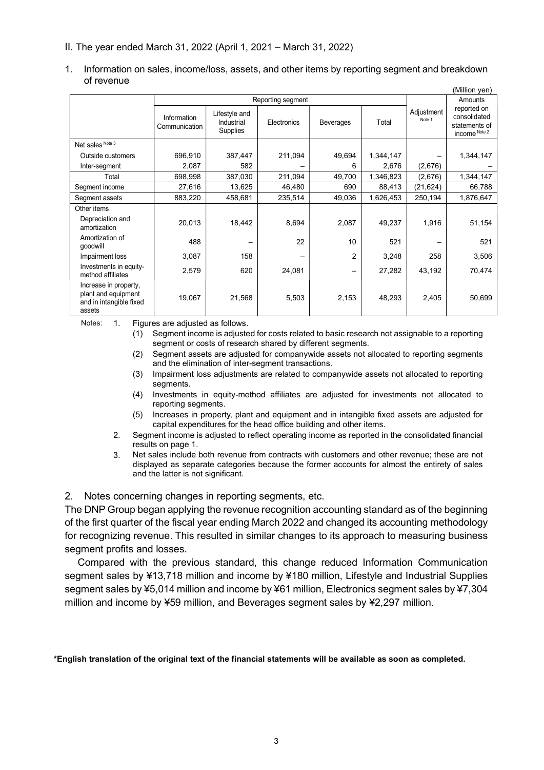II. The year ended March 31, 2022 (April 1, 2021 – March 31, 2022)

1. Information on sales, income/loss, assets, and other items by reporting segment and breakdown of revenue

(Million yen)

| | Reporting segment | | | | | Adjustment Note 1 | Amounts reported on consolidated statements of income Note 2 |
|---|---|---|---|---|---|---|---|
| | Information Communication | Lifestyle and Industrial Supplies | Electronics | Beverages | Total | | |
| Net sales Note 3 | | | | | | | |
| Outside customers | 696,910 | 387,447 | 211,094 | 49,694 | 1,344,147 | – | 1,344,147 |
| Inter-segment | 2,087 | 582 | – | 6 | 2,676 | (2,676) | – |
| Total | 698,998 | 387,030 | 211,094 | 49,700 | 1,346,823 | (2,676) | 1,344,147 |
| Segment income | 27,616 | 13,625 | 46,480 | 690 | 88,413 | (21,624) | 66,788 |
| Segment assets | 883,220 | 458,681 | 235,514 | 49,036 | 1,626,453 | 250,194 | 1,876,647 |
| Other items | | | | | | | |
| Depreciation and amortization | 20,013 | 18,442 | 8,694 | 2,087 | 49,237 | 1,916 | 51,154 |
| Amortization of goodwill | 488 | – | 22 | 10 | 521 | – | 521 |
| Impairment loss | 3,087 | 158 | – | 2 | 3,248 | 258 | 3,506 |
| Investments in equity-method affiliates | 2,579 | 620 | 24,081 | – | 27,282 | 43,192 | 70,474 |
| Increase in property, plant and equipment and in intangible fixed assets | 19,067 | 21,568 | 5,503 | 2,153 | 48,293 | 2,405 | 50,699 |

Notes:
1. Figures are adjusted as follows.
   (1) Segment income is adjusted for costs related to basic research not assignable to a reporting segment or costs of research shared by different segments.
   (2) Segment assets are adjusted for companywide assets not allocated to reporting segments and the elimination of inter-segment transactions.
   (3) Impairment loss adjustments are related to companywide assets not allocated to reporting segments.
   (4) Investments in equity-method affiliates are adjusted for investments not allocated to reporting segments.
   (5) Increases in property, plant and equipment and in intangible fixed assets are adjusted for capital expenditures for the head office building and other items.
2. Segment income is adjusted to reflect operating income as reported in the consolidated financial results on page 1.
3. Net sales include both revenue from contracts with customers and other revenue; these are not displayed as separate categories because the former accounts for almost the entirety of sales and the latter is not significant.

2. Notes concerning changes in reporting segments, etc.

The DNP Group began applying the revenue recognition accounting standard as of the beginning of the first quarter of the fiscal year ending March 2022 and changed its accounting methodology for recognizing revenue. This resulted in similar changes to its approach to measuring business segment profits and losses.

Compared with the previous standard, this change reduced Information Communication segment sales by ¥13,718 million and income by ¥180 million, Lifestyle and Industrial Supplies segment sales by ¥5,014 million and income by ¥61 million, Electronics segment sales by ¥7,304 million and income by ¥59 million, and Beverages segment sales by ¥2,297 million.

**\*English translation of the original text of the financial statements will be available as soon as completed.**